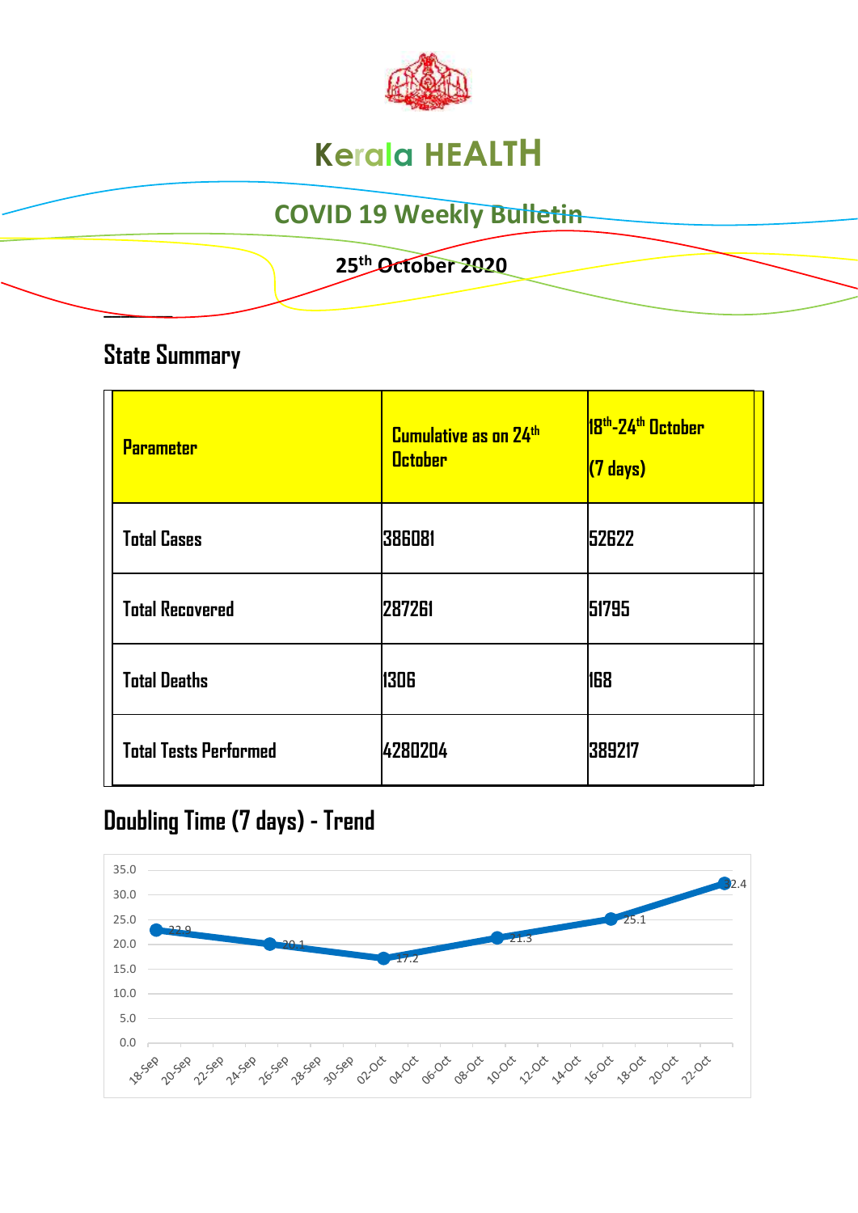# Kerala HEALTH

## COVID 19 Weekly Bulletin

**25th October 2020**

## State Summary

| Parameter | Cumulative as on 24th October | 18th-24th October (7 days) |
|---|---|---|
| Total Cases | 386081 | 52622 |
| Total Recovered | 287261 | 51795 |
| Total Deaths | 1306 | 168 |
| Total Tests Performed | 4280204 | 389217 |

## Doubling Time (7 days) - Trend

| Date | Doubling Time |
|---|---|
| 18-Sep | 22.9 |
| 25-Sep | 20.1 |
| 02-Oct | 17.2 |
| 09-Oct | 21.3 |
| 16-Oct | 25.1 |
| 23-Oct | 32.4 |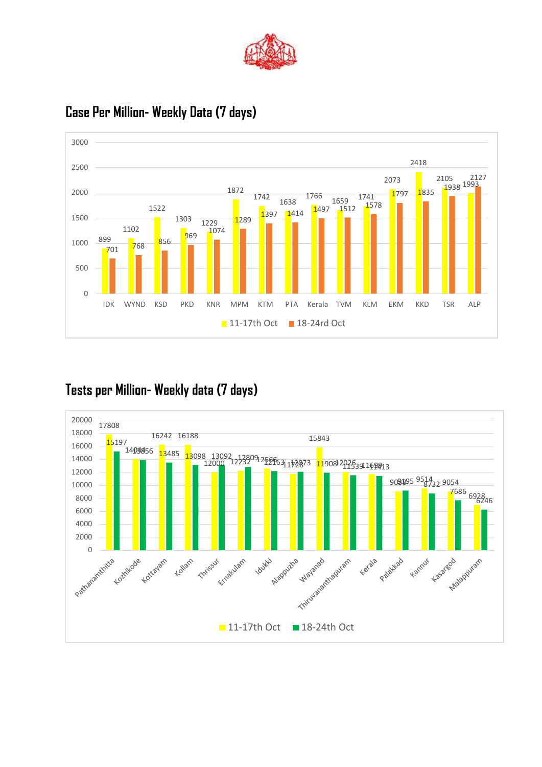## Case Per Million- Weekly Data (7 days)

| District | 11-17th Oct | 18-24rd Oct |
|---|---|---|
| IDK | 899 | 701 |
| WYND | 1102 | 768 |
| KSD | 1522 | 856 |
| PKD | 1303 | 969 |
| KNR | 1229 | 1074 |
| MPM | 1872 | 1289 |
| KTM | 1742 | 1397 |
| PTA | 1638 | 1414 |
| Kerala | 1766 | 1497 |
| TVM | 1659 | 1512 |
| KLM | 1741 | 1578 |
| EKM | 2073 | 1797 |
| KKD | 2418 | 1835 |
| TSR | 2105 | 1938 |
| ALP | 1993 | 2127 |

## Tests per Million- Weekly data (7 days)

| District | 11-17th Oct | 18-24th Oct |
|---|---|---|
| Pathanamthitta | 17808 | 15197 |
| Kozhikode | 14044 | 13856 |
| Kottayam | 16242 | 13485 |
| Kollam | 16188 | 13098 |
| Thrissur | 12000 | 13092 |
| Ernakulam | 12232 | 12809 |
| Idukki | 12566 | 12163 |
| Alappuzha | 11728 | 12073 |
| Wayanad | 15843 | 11908 |
| Thiruvananthapuram | 12026 | 11539 |
| Kerala | 11699 | 11413 |
| Palakkad | 9038 | 9195 |
| Kannur | 9514 | 8732 |
| Kasargod | 9054 | 7686 |
| Malappuram | 6928 | 6246 |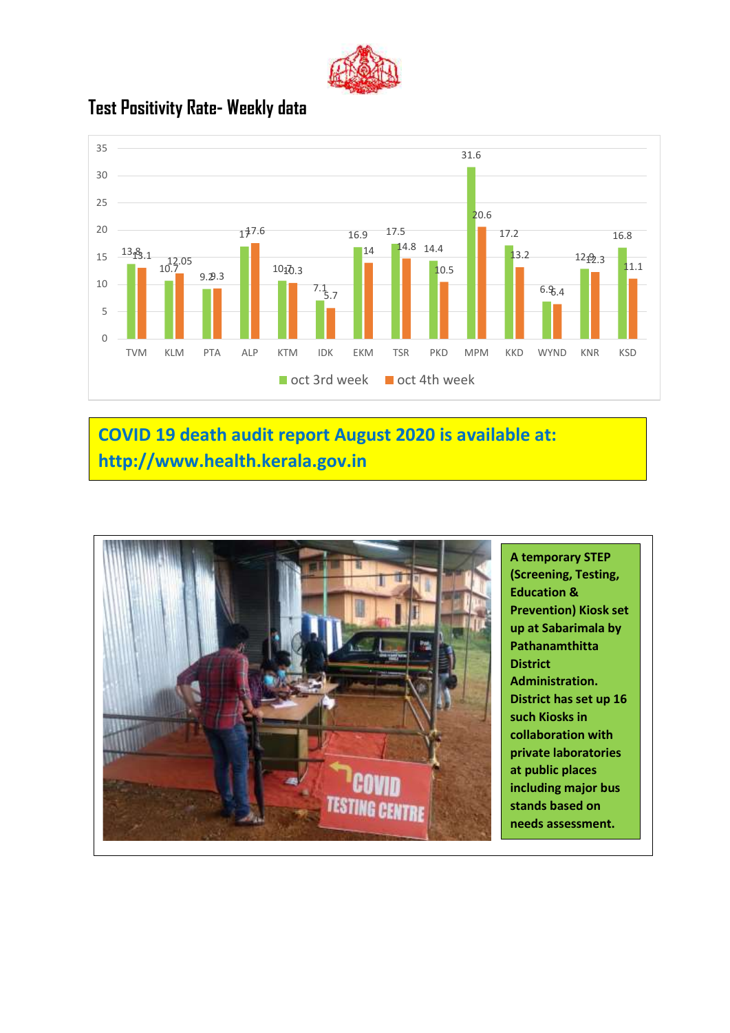# Test Positivity Rate- Weekly data

35
30
25
20
15
10
5
0

TVM 13.8 13.1
KLM 10.7 12.05
PTA 9.2 9.3
ALP 17 17.6
KTM 10.7 10.3
IDK 7.1 5.7
EKM 16.9 14
TSR 17.5 14.8
PKD 14.4 10.5
MPM 31.6 20.6
KKD 17.2 13.2
WYND 6.9 6.4
KNR 12.9 12.3
KSD 16.8 11.1

oct 3rd week
oct 4th week

**COVID 19 death audit report August 2020 is available at: http://www.health.kerala.gov.in**

**A temporary STEP (Screening, Testing, Education & Prevention) Kiosk set up at Sabarimala by Pathanamthitta District Administration. District has set up 16 such Kiosks in collaboration with private laboratories at public places including major bus stands based on needs assessment.**